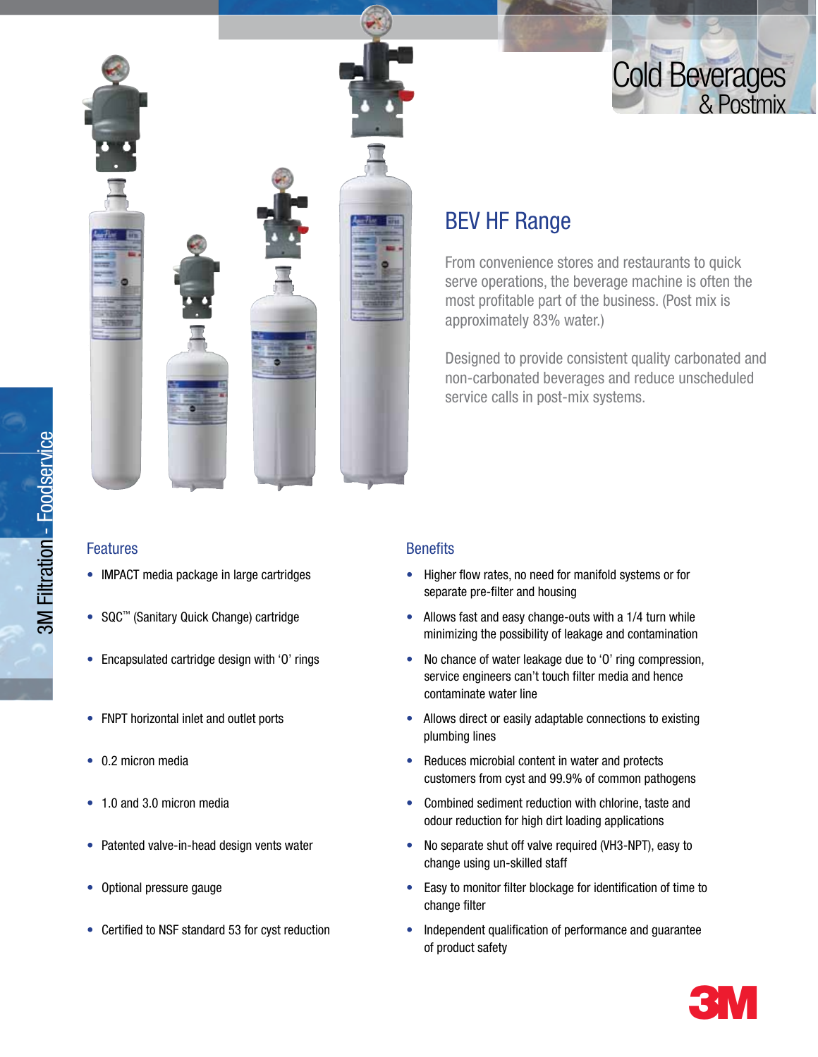# Cold Beverages & Postmix

3M Filtration - Foodservice

## BEV HF Range

From convenience stores and restaurants to quick serve operations, the beverage machine is often the most profitable part of the business. (Post mix is approximately 83% water.)

Designed to provide consistent quality carbonated and non-carbonated beverages and reduce unscheduled service calls in post-mix systems.

| Features | Benefits |
| --- | --- |
| IMPACT media package in large cartridges | Higher flow rates, no need for manifold systems or for separate pre-filter and housing |
| SQC™ (Sanitary Quick Change) cartridge | Allows fast and easy change-outs with a 1/4 turn while minimizing the possibility of leakage and contamination |
| Encapsulated cartridge design with 'O' rings | No chance of water leakage due to 'O' ring compression, service engineers can't touch filter media and hence contaminate water line |
| FNPT horizontal inlet and outlet ports | Allows direct or easily adaptable connections to existing plumbing lines |
| 0.2 micron media | Reduces microbial content in water and protects customers from cyst and 99.9% of common pathogens |
| 1.0 and 3.0 micron media | Combined sediment reduction with chlorine, taste and odour reduction for high dirt loading applications |
| Patented valve-in-head design vents water | No separate shut off valve required (VH3-NPT), easy to change using un-skilled staff |
| Optional pressure gauge | Easy to monitor filter blockage for identification of time to change filter |
| Certified to NSF standard 53 for cyst reduction | Independent qualification of performance and guarantee of product safety |

3M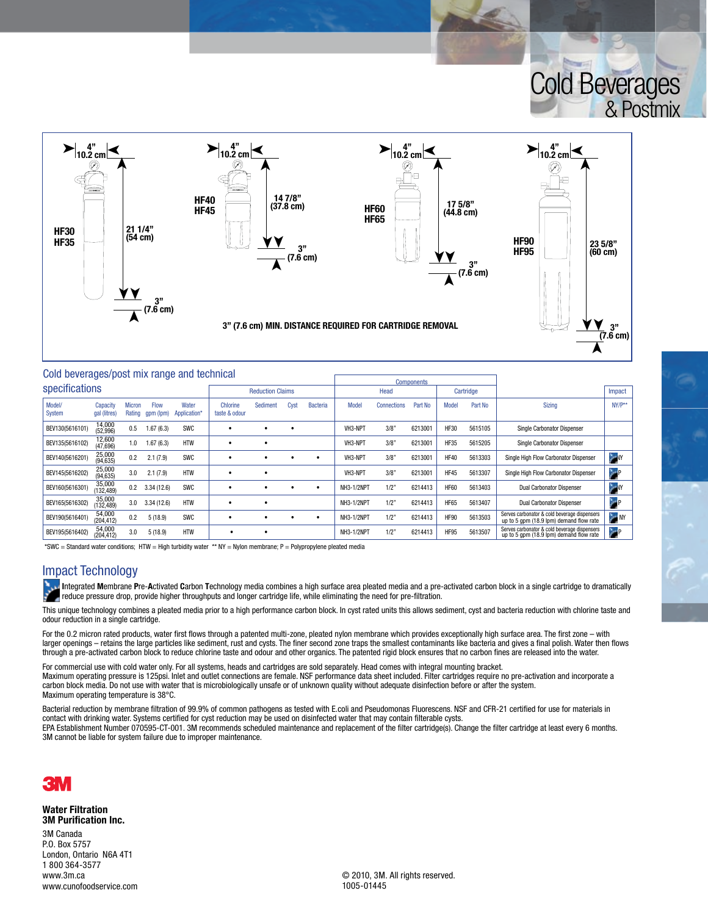# Cold Beverages & Postmix

4"
10.2 cm

HF30
HF35

21 1/4"
(54 cm)

3"
(7.6 cm)

4"
10.2 cm

HF40
HF45

14 7/8"
(37.8 cm)

3"
(7.6 cm)

4"
10.2 cm

HF60
HF65

17 5/8"
(44.8 cm)

3"
(7.6 cm)

4"
10.2 cm

HF90
HF95

23 5/8"
(60 cm)

3"
(7.6 cm)

3" (7.6 cm) MIN. DISTANCE REQUIRED FOR CARTRIDGE REMOVAL

## Cold beverages/post mix range and technical specifications

| | | | | | | | | | | | | | | | Impact |
|---|---|---|---|---|---|---|---|---|---|---|---|---|---|---|---|
| | | | | | Reduction Claims | | | | Components | | | | | | |
| | | | | | | | | | Head | | | Cartridge | | | |
| Model/ System | Capacity gal (litres) | Micron Rating | Flow gpm (lpm) | Water Application* | Chlorine taste & odour | Sediment | Cyst | Bacteria | Model | Connections | Part No | Model | Part No | Sizing | NY/P** |
| BEV130(5616101) | 14,000 (52,996) | 0.5 | 1.67 (6.3) | SWC | • | • | • | | VH3-NPT | 3/8" | 6213001 | HF30 | 5615105 | Single Carbonator Dispenser | |
| BEV135(5616102) | 12,600 (47,696) | 1.0 | 1.67 (6.3) | HTW | • | • | | | VH3-NPT | 3/8" | 6213001 | HF35 | 5615205 | Single Carbonator Dispenser | |
| BEV140(5616201) | 25,000 (94,635) | 0.2 | 2.1 (7.9) | SWC | • | • | • | • | VH3-NPT | 3/8" | 6213001 | HF40 | 5613303 | Single High Flow Carbonator Dispenser | NY |
| BEV145(5616202) | 25,000 (94,635) | 3.0 | 2.1 (7.9) | HTW | • | • | | | VH3-NPT | 3/8" | 6213001 | HF45 | 5613307 | Single High Flow Carbonator Dispenser | P |
| BEV160(5616301) | 35,000 (132,489) | 0.2 | 3.34 (12.6) | SWC | • | • | • | • | NH3-1/2NPT | 1/2" | 6214413 | HF60 | 5613403 | Dual Carbonator Dispenser | NY |
| BEV165(5616302) | 35,000 (132,489) | 3.0 | 3.34 (12.6) | HTW | • | • | | | NH3-1/2NPT | 1/2" | 6214413 | HF65 | 5613407 | Dual Carbonator Dispenser | P |
| BEV190(5616401) | 54,000 (204,412) | 0.2 | 5 (18.9) | SWC | • | • | • | • | NH3-1/2NPT | 1/2" | 6214413 | HF90 | 5613503 | Serves carbonator & cold beverage dispensers up to 5 gpm (18.9 lpm) demand flow rate | NY |
| BEV195(5616402) | 54,000 (204,412) | 3.0 | 5 (18.9) | HTW | • | • | | | NH3-1/2NPT | 1/2" | 6214413 | HF95 | 5613507 | Serves carbonator & cold beverage dispensers up to 5 gpm (18.9 lpm) demand flow rate | P |

*SWC = Standard water conditions; HTW = High turbidity water ** NY = Nylon membrane; P = Polypropylene pleated media

## Impact Technology

**I**ntegrated **M**embrane **P**re-**A**ctivated **C**arbon **T**echnology media combines a high surface area pleated media and a pre-activated carbon block in a single cartridge to dramatically reduce pressure drop, provide higher throughputs and longer cartridge life, while eliminating the need for pre-filtration.

This unique technology combines a pleated media prior to a high performance carbon block. In cyst rated units this allows sediment, cyst and bacteria reduction with chlorine taste and odour reduction in a single cartridge.

For the 0.2 micron rated products, water first flows through a patented multi-zone, pleated nylon membrane which provides exceptionally high surface area. The first zone – with larger openings – retains the large particles like sediment, rust and cysts. The finer second zone traps the smallest contaminants like bacteria and gives a final polish. Water then flows through a pre-activated carbon block to reduce chlorine taste and odour and other organics. The patented rigid block ensures that no carbon fines are released into the water.

For commercial use with cold water only. For all systems, heads and cartridges are sold separately. Head comes with integral mounting bracket.
Maximum operating pressure is 125psi. Inlet and outlet connections are female. NSF performance data sheet included. Filter cartridges require no pre-activation and incorporate a carbon block media. Do not use with water that is microbiologically unsafe or of unknown quality without adequate disinfection before or after the system.
Maximum operating temperature is 38°C.

Bacterial reduction by membrane filtration of 99.9% of common pathogens as tested with E.coli and Pseudomonas Fluorescens. NSF and CFR-21 certified for use for materials in contact with drinking water. Systems certified for cyst reduction may be used on disinfected water that may contain filterable cysts.
EPA Establishment Number 070595-CT-001. 3M recommends scheduled maintenance and replacement of the filter cartridge(s). Change the filter cartridge at least every 6 months.
3M cannot be liable for system failure due to improper maintenance.

3M

**Water Filtration**
**3M Purification Inc.**

3M Canada
P.O. Box 5757
London, Ontario N6A 4T1
1 800 364-3577
www.3m.ca
www.cunofoodservice.com

© 2010, 3M. All rights reserved.
1005-01445